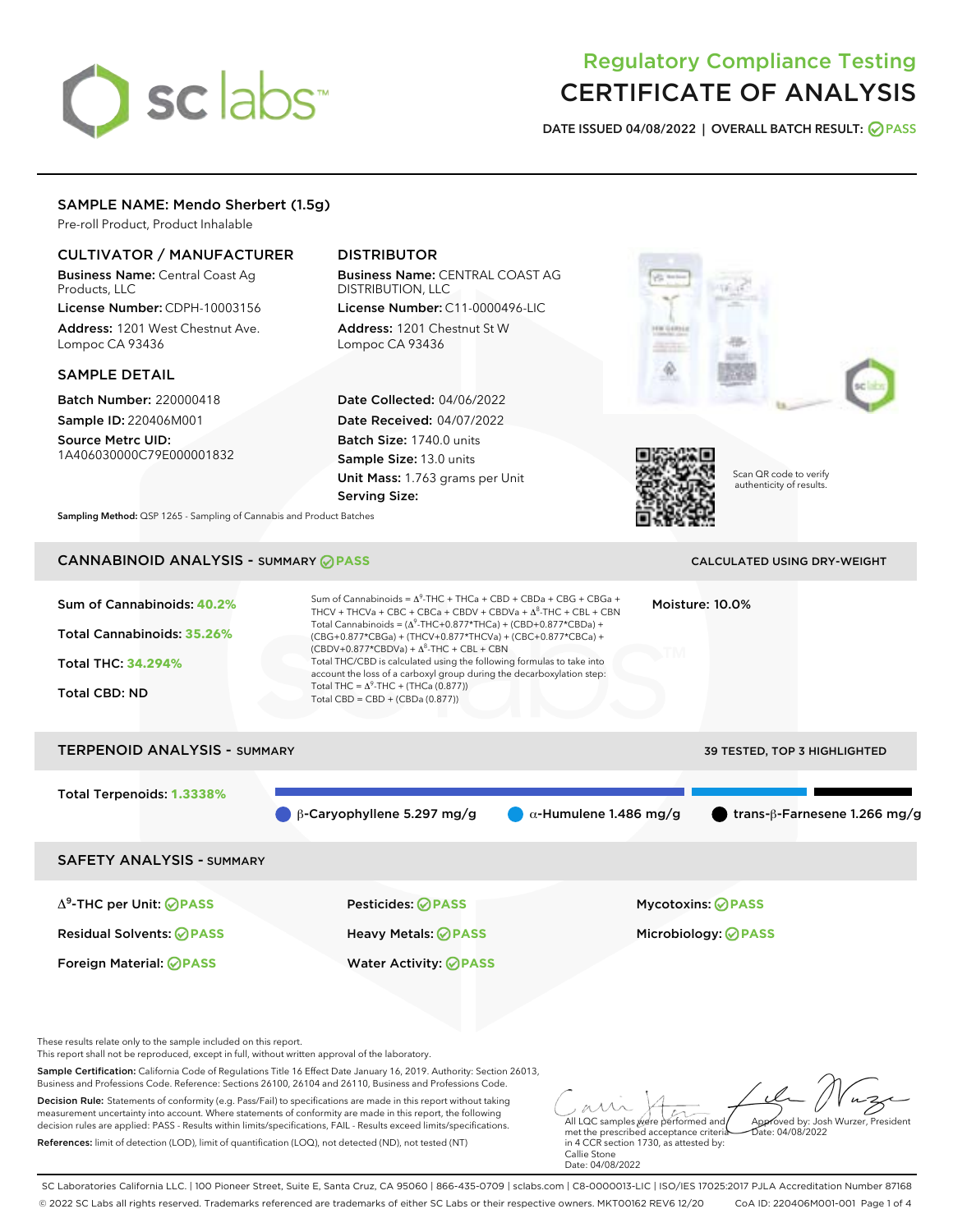# Regulatory Compliance Testing
# CERTIFICATE OF ANALYSIS

**DATE ISSUED 04/08/2022 | OVERALL BATCH RESULT: PASS**

## SAMPLE NAME: Mendo Sherbert (1.5g)

Pre-roll Product, Product Inhalable

### CULTIVATOR / MANUFACTURER

**Business Name:** Central Coast Ag Products, LLC

**License Number:** CDPH-10003156

**Address:** 1201 West Chestnut Ave. Lompoc CA 93436

### DISTRIBUTOR

**Business Name:** CENTRAL COAST AG DISTRIBUTION, LLC

**License Number:** C11-0000496-LIC

**Address:** 1201 Chestnut St W Lompoc CA 93436

### SAMPLE DETAIL

**Batch Number:** 220000418

**Sample ID:** 220406M001

**Source Metrc UID:** 1A406030000C79E000001832

**Date Collected:** 04/06/2022

**Date Received:** 04/07/2022

**Batch Size:** 1740.0 units

**Sample Size:** 13.0 units

**Unit Mass:** 1.763 grams per Unit

**Serving Size:**

Scan QR code to verify authenticity of results.

**Sampling Method:** QSP 1265 - Sampling of Cannabis and Product Batches

## CANNABINOID ANALYSIS - SUMMARY PASS

CALCULATED USING DRY-WEIGHT

Sum of Cannabinoids: **40.2%**

Total Cannabinoids: **35.26%**

Total THC: **34.294%**

Total CBD: ND

Sum of Cannabinoids = $\Delta^9$-THC + THCa + CBD + CBDa + CBG + CBGa + THCV + THCVa + CBC + CBCa + CBDV + CBDVa + $\Delta^8$-THC + CBL + CBN

Total Cannabinoids = ($\Delta^9$-THC+0.877*THCa) + (CBD+0.877*CBDa) + (CBG+0.877*CBGa) + (THCV+0.877*THCVa) + (CBC+0.877*CBCa) + (CBDV+0.877*CBDVa) + $\Delta^8$-THC + CBL + CBN

Total THC/CBD is calculated using the following formulas to take into account the loss of a carboxyl group during the decarboxylation step:

Total THC = $\Delta^9$-THC + (THCa (0.877))

Total CBD = CBD + (CBDa (0.877))

Moisture: 10.0%

## TERPENOID ANALYSIS - SUMMARY

39 TESTED, TOP 3 HIGHLIGHTED

Total Terpenoids: **1.3338%**

- β-Caryophyllene 5.297 mg/g
- α-Humulene 1.486 mg/g
- trans-β-Farnesene 1.266 mg/g

## SAFETY ANALYSIS - SUMMARY

| | | |
|---|---|---|
| $\Delta^9$-THC per Unit: PASS | Pesticides: PASS | Mycotoxins: PASS |
| Residual Solvents: PASS | Heavy Metals: PASS | Microbiology: PASS |
| Foreign Material: PASS | Water Activity: PASS | |

These results relate only to the sample included on this report.
This report shall not be reproduced, except in full, without written approval of the laboratory.

**Sample Certification:** California Code of Regulations Title 16 Effect Date January 16, 2019. Authority: Section 26013, Business and Professions Code. Reference: Sections 26100, 26104 and 26110, Business and Professions Code.

**Decision Rule:** Statements of conformity (e.g. Pass/Fail) to specifications are made in this report without taking measurement uncertainty into account. Where statements of conformity are made in this report, the following decision rules are applied: PASS - Results within limits/specifications, FAIL - Results exceed limits/specifications.

**References:** limit of detection (LOD), limit of quantification (LOQ), not detected (ND), not tested (NT)

All LQC samples were performed and met the prescribed acceptance criteria in 4 CCR section 1730, as attested by: Callie Stone
Date: 04/08/2022

Approved by: Josh Wurzer, President
Date: 04/08/2022

SC Laboratories California LLC. | 100 Pioneer Street, Suite E, Santa Cruz, CA 95060 | 866-435-0709 | sclabs.com | C8-0000013-LIC | ISO/IES 17025:2017 PJLA Accreditation Number 87168
© 2022 SC Labs all rights reserved. Trademarks referenced are trademarks of either SC Labs or their respective owners. MKT00162 REV6 12/20 CoA ID: 220406M001-001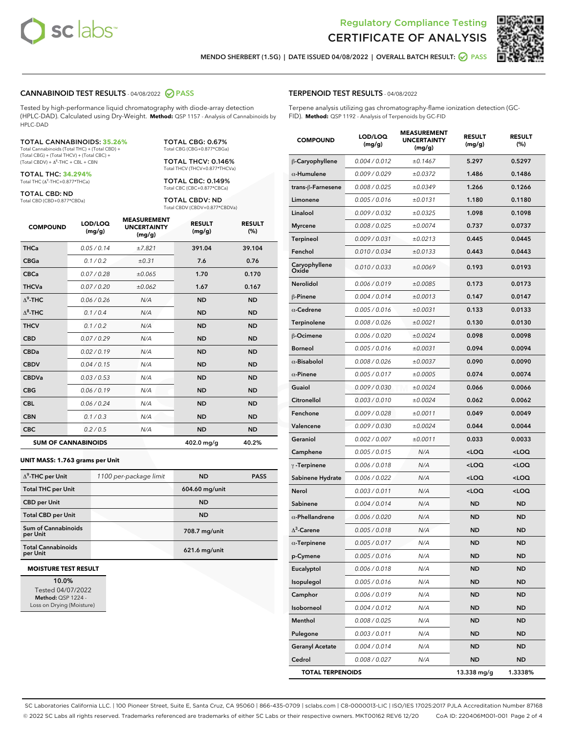Regulatory Compliance Testing
# CERTIFICATE OF ANALYSIS

MENDO SHERBERT (1.5G) | DATE ISSUED 04/08/2022 | OVERALL BATCH RESULT: PASS

## CANNABINOID TEST RESULTS - 04/08/2022 PASS

Tested by high-performance liquid chromatography with diode-array detection (HPLC-DAD). Calculated using Dry-Weight. **Method:** QSP 1157 - Analysis of Cannabinoids by HPLC-DAD

**TOTAL CANNABINOIDS: 35.26%**
Total Cannabinoids (Total THC) + (Total CBD) + (Total CBG) + (Total THCV) + (Total CBC) + (Total CBDV) + $\Delta^8$-THC + CBL + CBN

**TOTAL THC: 34.294%**
Total THC ($\Delta^9$-THC+0.877*THCa)

**TOTAL CBD: ND**
Total CBD (CBD+0.877*CBDa)

**TOTAL CBG: 0.67%**
Total CBG (CBG+0.877*CBGa)

**TOTAL THCV: 0.146%**
Total THCV (THCV+0.877*THCVa)

**TOTAL CBC: 0.149%**
Total CBC (CBC+0.877*CBCa)

**TOTAL CBDV: ND**
Total CBDV (CBDV+0.877*CBDVa)

| COMPOUND | LOD/LOQ (mg/g) | MEASUREMENT UNCERTAINTY (mg/g) | RESULT (mg/g) | RESULT (%) |
|---|---|---|---|---|
| THCa | 0.05 / 0.14 | ±7.821 | 391.04 | 39.104 |
| CBGa | 0.1 / 0.2 | ±0.31 | 7.6 | 0.76 |
| CBCa | 0.07 / 0.28 | ±0.065 | 1.70 | 0.170 |
| THCVa | 0.07 / 0.20 | ±0.062 | 1.67 | 0.167 |
| $\Delta^9$-THC | 0.06 / 0.26 | N/A | ND | ND |
| $\Delta^8$-THC | 0.1 / 0.4 | N/A | ND | ND |
| THCV | 0.1 / 0.2 | N/A | ND | ND |
| CBD | 0.07 / 0.29 | N/A | ND | ND |
| CBDa | 0.02 / 0.19 | N/A | ND | ND |
| CBDV | 0.04 / 0.15 | N/A | ND | ND |
| CBDVa | 0.03 / 0.53 | N/A | ND | ND |
| CBG | 0.06 / 0.19 | N/A | ND | ND |
| CBL | 0.06 / 0.24 | N/A | ND | ND |
| CBN | 0.1 / 0.3 | N/A | ND | ND |
| CBC | 0.2 / 0.5 | N/A | ND | ND |
| **SUM OF CANNABINOIDS** | | | **402.0 mg/g** | **40.2%** |

**UNIT MASS: 1.763 grams per Unit**

| | | | |
|---|---|---|---|
| $\Delta^9$-THC per Unit | 1100 per-package limit | ND | PASS |
| Total THC per Unit | | 604.60 mg/unit | |
| CBD per Unit | | ND | |
| Total CBD per Unit | | ND | |
| Sum of Cannabinoids per Unit | | 708.7 mg/unit | |
| Total Cannabinoids per Unit | | 621.6 mg/unit | |

**MOISTURE TEST RESULT**

10.0%
Tested 04/07/2022
**Method:** QSP 1224 - Loss on Drying (Moisture)

## TERPENOID TEST RESULTS - 04/08/2022

Terpene analysis utilizing gas chromatography-flame ionization detection (GC-FID). **Method:** QSP 1192 - Analysis of Terpenoids by GC-FID

| COMPOUND | LOD/LOQ (mg/g) | MEASUREMENT UNCERTAINTY (mg/g) | RESULT (mg/g) | RESULT (%) |
|---|---|---|---|---|
| β-Caryophyllene | 0.004 / 0.012 | ±0.1467 | 5.297 | 0.5297 |
| α-Humulene | 0.009 / 0.029 | ±0.0372 | 1.486 | 0.1486 |
| trans-β-Farnesene | 0.008 / 0.025 | ±0.0349 | 1.266 | 0.1266 |
| Limonene | 0.005 / 0.016 | ±0.0131 | 1.180 | 0.1180 |
| Linalool | 0.009 / 0.032 | ±0.0325 | 1.098 | 0.1098 |
| Myrcene | 0.008 / 0.025 | ±0.0074 | 0.737 | 0.0737 |
| Terpineol | 0.009 / 0.031 | ±0.0213 | 0.445 | 0.0445 |
| Fenchol | 0.010 / 0.034 | ±0.0133 | 0.443 | 0.0443 |
| Caryophyllene Oxide | 0.010 / 0.033 | ±0.0069 | 0.193 | 0.0193 |
| Nerolidol | 0.006 / 0.019 | ±0.0085 | 0.173 | 0.0173 |
| β-Pinene | 0.004 / 0.014 | ±0.0013 | 0.147 | 0.0147 |
| α-Cedrene | 0.005 / 0.016 | ±0.0031 | 0.133 | 0.0133 |
| Terpinolene | 0.008 / 0.026 | ±0.0021 | 0.130 | 0.0130 |
| β-Ocimene | 0.006 / 0.020 | ±0.0024 | 0.098 | 0.0098 |
| Borneol | 0.005 / 0.016 | ±0.0031 | 0.094 | 0.0094 |
| α-Bisabolol | 0.008 / 0.026 | ±0.0037 | 0.090 | 0.0090 |
| α-Pinene | 0.005 / 0.017 | ±0.0005 | 0.074 | 0.0074 |
| Guaiol | 0.009 / 0.030 | ±0.0024 | 0.066 | 0.0066 |
| Citronellol | 0.003 / 0.010 | ±0.0024 | 0.062 | 0.0062 |
| Fenchone | 0.009 / 0.028 | ±0.0011 | 0.049 | 0.0049 |
| Valencene | 0.009 / 0.030 | ±0.0024 | 0.044 | 0.0044 |
| Geraniol | 0.002 / 0.007 | ±0.0011 | 0.033 | 0.0033 |
| Camphene | 0.005 / 0.015 | N/A | <LOQ | <LOQ |
| γ-Terpinene | 0.006 / 0.018 | N/A | <LOQ | <LOQ |
| Sabinene Hydrate | 0.006 / 0.022 | N/A | <LOQ | <LOQ |
| Nerol | 0.003 / 0.011 | N/A | <LOQ | <LOQ |
| Sabinene | 0.004 / 0.014 | N/A | ND | ND |
| α-Phellandrene | 0.006 / 0.020 | N/A | ND | ND |
| $\Delta^3$-Carene | 0.005 / 0.018 | N/A | ND | ND |
| α-Terpinene | 0.005 / 0.017 | N/A | ND | ND |
| p-Cymene | 0.005 / 0.016 | N/A | ND | ND |
| Eucalyptol | 0.006 / 0.018 | N/A | ND | ND |
| Isopulegol | 0.005 / 0.016 | N/A | ND | ND |
| Camphor | 0.006 / 0.019 | N/A | ND | ND |
| Isoborneol | 0.004 / 0.012 | N/A | ND | ND |
| Menthol | 0.008 / 0.025 | N/A | ND | ND |
| Pulegone | 0.003 / 0.011 | N/A | ND | ND |
| Geranyl Acetate | 0.004 / 0.014 | N/A | ND | ND |
| Cedrol | 0.008 / 0.027 | N/A | ND | ND |
| **TOTAL TERPENOIDS** | | | **13.338 mg/g** | **1.3338%** |

SC Laboratories California LLC. | 100 Pioneer Street, Suite E, Santa Cruz, CA 95060 | 866-435-0709 | sclabs.com | C8-0000013-LIC | ISO/IES 17025:2017 PJLA Accreditation Number 87168
© 2022 SC Labs all rights reserved. Trademarks referenced are trademarks of either SC Labs or their respective owners. MKT00162 REV6 12/20 CoA ID: 220406M001-001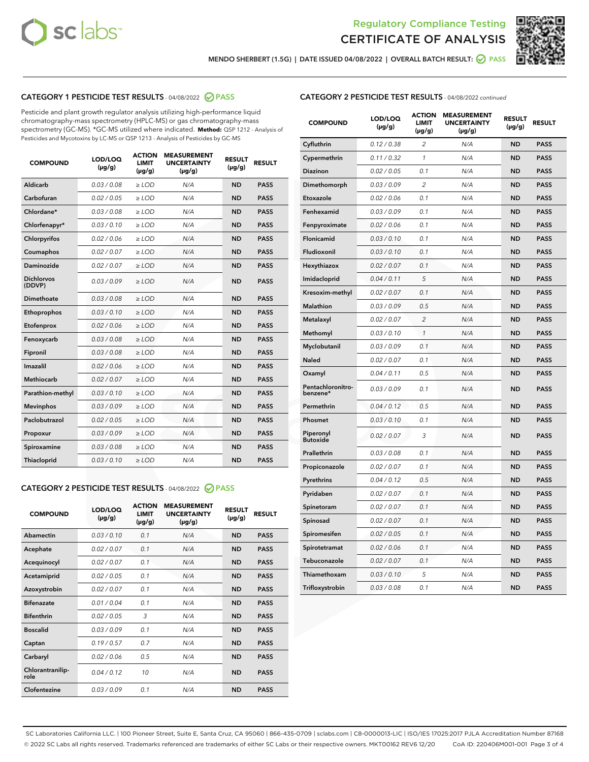# Regulatory Compliance Testing
# CERTIFICATE OF ANALYSIS

MENDO SHERBERT (1.5G) | DATE ISSUED 04/08/2022 | OVERALL BATCH RESULT: PASS

## CATEGORY 1 PESTICIDE TEST RESULTS - 04/08/2022 PASS

Pesticide and plant growth regulator analysis utilizing high-performance liquid chromatography-mass spectrometry (HPLC-MS) or gas chromatography-mass spectrometry (GC-MS). *GC-MS utilized where indicated. **Method:** QSP 1212 - Analysis of Pesticides and Mycotoxins by LC-MS or QSP 1213 - Analysis of Pesticides by GC-MS

| COMPOUND | LOD/LOQ (μg/g) | ACTION LIMIT (μg/g) | MEASUREMENT UNCERTAINTY (μg/g) | RESULT (μg/g) | RESULT |
|---|---|---|---|---|---|
| Aldicarb | 0.03 / 0.08 | ≥ LOD | N/A | ND | PASS |
| Carbofuran | 0.02 / 0.05 | ≥ LOD | N/A | ND | PASS |
| Chlordane* | 0.03 / 0.08 | ≥ LOD | N/A | ND | PASS |
| Chlorfenapyr* | 0.03 / 0.10 | ≥ LOD | N/A | ND | PASS |
| Chlorpyrifos | 0.02 / 0.06 | ≥ LOD | N/A | ND | PASS |
| Coumaphos | 0.02 / 0.07 | ≥ LOD | N/A | ND | PASS |
| Daminozide | 0.02 / 0.07 | ≥ LOD | N/A | ND | PASS |
| Dichlorvos (DDVP) | 0.03 / 0.09 | ≥ LOD | N/A | ND | PASS |
| Dimethoate | 0.03 / 0.08 | ≥ LOD | N/A | ND | PASS |
| Ethoprophos | 0.03 / 0.10 | ≥ LOD | N/A | ND | PASS |
| Etofenprox | 0.02 / 0.06 | ≥ LOD | N/A | ND | PASS |
| Fenoxycarb | 0.03 / 0.08 | ≥ LOD | N/A | ND | PASS |
| Fipronil | 0.03 / 0.08 | ≥ LOD | N/A | ND | PASS |
| Imazalil | 0.02 / 0.06 | ≥ LOD | N/A | ND | PASS |
| Methiocarb | 0.02 / 0.07 | ≥ LOD | N/A | ND | PASS |
| Parathion-methyl | 0.03 / 0.10 | ≥ LOD | N/A | ND | PASS |
| Mevinphos | 0.03 / 0.09 | ≥ LOD | N/A | ND | PASS |
| Paclobutrazol | 0.02 / 0.05 | ≥ LOD | N/A | ND | PASS |
| Propoxur | 0.03 / 0.09 | ≥ LOD | N/A | ND | PASS |
| Spiroxamine | 0.03 / 0.08 | ≥ LOD | N/A | ND | PASS |
| Thiacloprid | 0.03 / 0.10 | ≥ LOD | N/A | ND | PASS |

## CATEGORY 2 PESTICIDE TEST RESULTS - 04/08/2022 PASS

| COMPOUND | LOD/LOQ (μg/g) | ACTION LIMIT (μg/g) | MEASUREMENT UNCERTAINTY (μg/g) | RESULT (μg/g) | RESULT |
|---|---|---|---|---|---|
| Abamectin | 0.03 / 0.10 | 0.1 | N/A | ND | PASS |
| Acephate | 0.02 / 0.07 | 0.1 | N/A | ND | PASS |
| Acequinocyl | 0.02 / 0.07 | 0.1 | N/A | ND | PASS |
| Acetamiprid | 0.02 / 0.05 | 0.1 | N/A | ND | PASS |
| Azoxystrobin | 0.02 / 0.07 | 0.1 | N/A | ND | PASS |
| Bifenazate | 0.01 / 0.04 | 0.1 | N/A | ND | PASS |
| Bifenthrin | 0.02 / 0.05 | 3 | N/A | ND | PASS |
| Boscalid | 0.03 / 0.09 | 0.1 | N/A | ND | PASS |
| Captan | 0.19 / 0.57 | 0.7 | N/A | ND | PASS |
| Carbaryl | 0.02 / 0.06 | 0.5 | N/A | ND | PASS |
| Chlorantraniliprole | 0.04 / 0.12 | 10 | N/A | ND | PASS |
| Clofentezine | 0.03 / 0.09 | 0.1 | N/A | ND | PASS |
| Cyfluthrin | 0.12 / 0.38 | 2 | N/A | ND | PASS |
| Cypermethrin | 0.11 / 0.32 | 1 | N/A | ND | PASS |
| Diazinon | 0.02 / 0.05 | 0.1 | N/A | ND | PASS |
| Dimethomorph | 0.03 / 0.09 | 2 | N/A | ND | PASS |
| Etoxazole | 0.02 / 0.06 | 0.1 | N/A | ND | PASS |
| Fenhexamid | 0.03 / 0.09 | 0.1 | N/A | ND | PASS |
| Fenpyroximate | 0.02 / 0.06 | 0.1 | N/A | ND | PASS |
| Flonicamid | 0.03 / 0.10 | 0.1 | N/A | ND | PASS |
| Fludioxonil | 0.03 / 0.10 | 0.1 | N/A | ND | PASS |
| Hexythiazox | 0.02 / 0.07 | 0.1 | N/A | ND | PASS |
| Imidacloprid | 0.04 / 0.11 | 5 | N/A | ND | PASS |
| Kresoxim-methyl | 0.02 / 0.07 | 0.1 | N/A | ND | PASS |
| Malathion | 0.03 / 0.09 | 0.5 | N/A | ND | PASS |
| Metalaxyl | 0.02 / 0.07 | 2 | N/A | ND | PASS |
| Methomyl | 0.03 / 0.10 | 1 | N/A | ND | PASS |
| Myclobutanil | 0.03 / 0.09 | 0.1 | N/A | ND | PASS |
| Naled | 0.02 / 0.07 | 0.1 | N/A | ND | PASS |
| Oxamyl | 0.04 / 0.11 | 0.5 | N/A | ND | PASS |
| Pentachloronitrobenzene* | 0.03 / 0.09 | 0.1 | N/A | ND | PASS |
| Permethrin | 0.04 / 0.12 | 0.5 | N/A | ND | PASS |
| Phosmet | 0.03 / 0.10 | 0.1 | N/A | ND | PASS |
| Piperonyl Butoxide | 0.02 / 0.07 | 3 | N/A | ND | PASS |
| Prallethrin | 0.03 / 0.08 | 0.1 | N/A | ND | PASS |
| Propiconazole | 0.02 / 0.07 | 0.1 | N/A | ND | PASS |
| Pyrethrins | 0.04 / 0.12 | 0.5 | N/A | ND | PASS |
| Pyridaben | 0.02 / 0.07 | 0.1 | N/A | ND | PASS |
| Spinetoram | 0.02 / 0.07 | 0.1 | N/A | ND | PASS |
| Spinosad | 0.02 / 0.07 | 0.1 | N/A | ND | PASS |
| Spiromesifen | 0.02 / 0.05 | 0.1 | N/A | ND | PASS |
| Spirotetramat | 0.02 / 0.06 | 0.1 | N/A | ND | PASS |
| Tebuconazole | 0.02 / 0.07 | 0.1 | N/A | ND | PASS |
| Thiamethoxam | 0.03 / 0.10 | 5 | N/A | ND | PASS |
| Trifloxystrobin | 0.03 / 0.08 | 0.1 | N/A | ND | PASS |

SC Laboratories California LLC. | 100 Pioneer Street, Suite E, Santa Cruz, CA 95060 | 866-435-0709 | sclabs.com | C8-0000013-LIC | ISO/IES 17025:2017 PJLA Accreditation Number 87168
© 2022 SC Labs all rights reserved. Trademarks referenced are trademarks of either SC Labs or their respective owners. MKT00162 REV6 12/20 CoA ID: 220406M001-001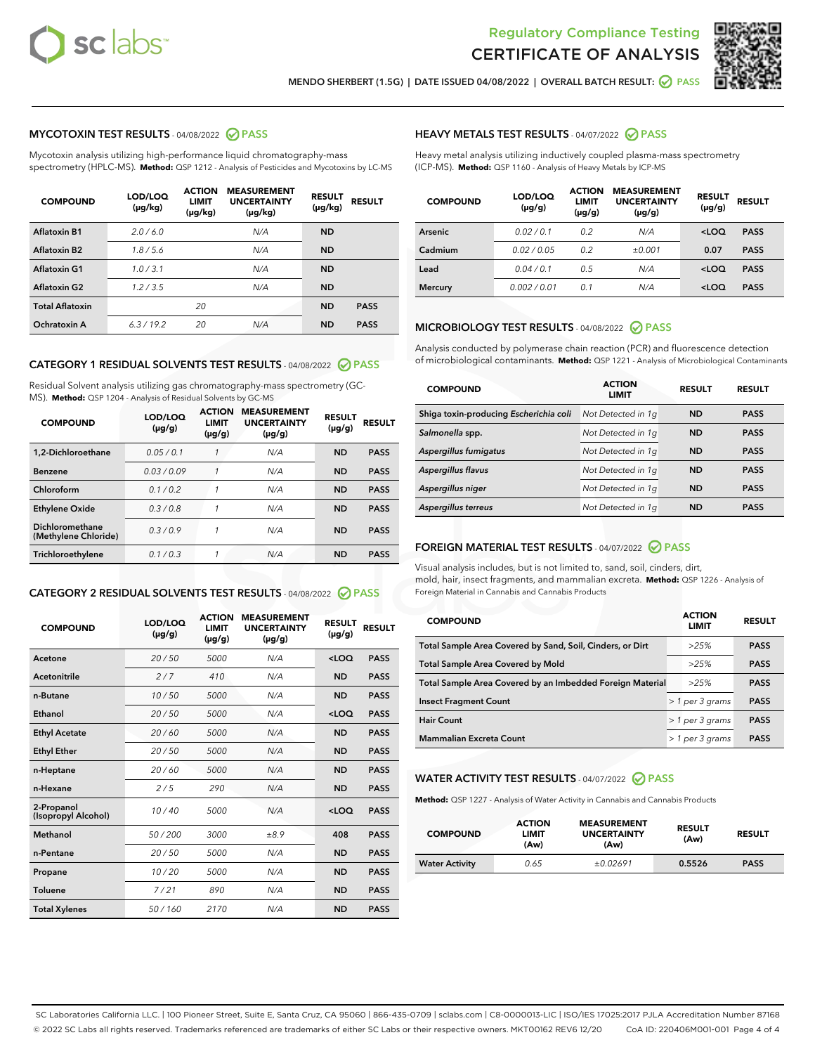Regulatory Compliance Testing

# CERTIFICATE OF ANALYSIS

MENDO SHERBERT (1.5G) | DATE ISSUED 04/08/2022 | OVERALL BATCH RESULT: PASS

## MYCOTOXIN TEST RESULTS - 04/08/2022 PASS

Mycotoxin analysis utilizing high-performance liquid chromatography-mass spectrometry (HPLC-MS). **Method:** QSP 1212 - Analysis of Pesticides and Mycotoxins by LC-MS

| COMPOUND | LOD/LOQ (µg/kg) | ACTION LIMIT (µg/kg) | MEASUREMENT UNCERTAINTY (µg/kg) | RESULT (µg/kg) | RESULT |
|---|---|---|---|---|---|
| Aflatoxin B1 | 2.0 / 6.0 | | N/A | ND | |
| Aflatoxin B2 | 1.8 / 5.6 | | N/A | ND | |
| Aflatoxin G1 | 1.0 / 3.1 | | N/A | ND | |
| Aflatoxin G2 | 1.2 / 3.5 | | N/A | ND | |
| Total Aflatoxin | | 20 | | ND | PASS |
| Ochratoxin A | 6.3 / 19.2 | 20 | N/A | ND | PASS |

## CATEGORY 1 RESIDUAL SOLVENTS TEST RESULTS - 04/08/2022 PASS

Residual Solvent analysis utilizing gas chromatography-mass spectrometry (GC-MS). **Method:** QSP 1204 - Analysis of Residual Solvents by GC-MS

| COMPOUND | LOD/LOQ (µg/g) | ACTION LIMIT (µg/g) | MEASUREMENT UNCERTAINTY (µg/g) | RESULT (µg/g) | RESULT |
|---|---|---|---|---|---|
| 1,2-Dichloroethane | 0.05 / 0.1 | 1 | N/A | ND | PASS |
| Benzene | 0.03 / 0.09 | 1 | N/A | ND | PASS |
| Chloroform | 0.1 / 0.2 | 1 | N/A | ND | PASS |
| Ethylene Oxide | 0.3 / 0.8 | 1 | N/A | ND | PASS |
| Dichloromethane (Methylene Chloride) | 0.3 / 0.9 | 1 | N/A | ND | PASS |
| Trichloroethylene | 0.1 / 0.3 | 1 | N/A | ND | PASS |

## CATEGORY 2 RESIDUAL SOLVENTS TEST RESULTS - 04/08/2022 PASS

| COMPOUND | LOD/LOQ (µg/g) | ACTION LIMIT (µg/g) | MEASUREMENT UNCERTAINTY (µg/g) | RESULT (µg/g) | RESULT |
|---|---|---|---|---|---|
| Acetone | 20 / 50 | 5000 | N/A | <LOQ | PASS |
| Acetonitrile | 2 / 7 | 410 | N/A | ND | PASS |
| n-Butane | 10 / 50 | 5000 | N/A | ND | PASS |
| Ethanol | 20 / 50 | 5000 | N/A | <LOQ | PASS |
| Ethyl Acetate | 20 / 60 | 5000 | N/A | ND | PASS |
| Ethyl Ether | 20 / 50 | 5000 | N/A | ND | PASS |
| n-Heptane | 20 / 60 | 5000 | N/A | ND | PASS |
| n-Hexane | 2 / 5 | 290 | N/A | ND | PASS |
| 2-Propanol (Isopropyl Alcohol) | 10 / 40 | 5000 | N/A | <LOQ | PASS |
| Methanol | 50 / 200 | 3000 | ±8.9 | 408 | PASS |
| n-Pentane | 20 / 50 | 5000 | N/A | ND | PASS |
| Propane | 10 / 20 | 5000 | N/A | ND | PASS |
| Toluene | 7 / 21 | 890 | N/A | ND | PASS |
| Total Xylenes | 50 / 160 | 2170 | N/A | ND | PASS |

## HEAVY METALS TEST RESULTS - 04/07/2022 PASS

Heavy metal analysis utilizing inductively coupled plasma-mass spectrometry (ICP-MS). **Method:** QSP 1160 - Analysis of Heavy Metals by ICP-MS

| COMPOUND | LOD/LOQ (µg/g) | ACTION LIMIT (µg/g) | MEASUREMENT UNCERTAINTY (µg/g) | RESULT (µg/g) | RESULT |
|---|---|---|---|---|---|
| Arsenic | 0.02 / 0.1 | 0.2 | N/A | <LOQ | PASS |
| Cadmium | 0.02 / 0.05 | 0.2 | ±0.001 | 0.07 | PASS |
| Lead | 0.04 / 0.1 | 0.5 | N/A | <LOQ | PASS |
| Mercury | 0.002 / 0.01 | 0.1 | N/A | <LOQ | PASS |

## MICROBIOLOGY TEST RESULTS - 04/08/2022 PASS

Analysis conducted by polymerase chain reaction (PCR) and fluorescence detection of microbiological contaminants. **Method:** QSP 1221 - Analysis of Microbiological Contaminants

| COMPOUND | ACTION LIMIT | RESULT | RESULT |
|---|---|---|---|
| Shiga toxin-producing *Escherichia coli* | Not Detected in 1g | ND | PASS |
| *Salmonella* spp. | Not Detected in 1g | ND | PASS |
| *Aspergillus fumigatus* | Not Detected in 1g | ND | PASS |
| *Aspergillus flavus* | Not Detected in 1g | ND | PASS |
| *Aspergillus niger* | Not Detected in 1g | ND | PASS |
| *Aspergillus terreus* | Not Detected in 1g | ND | PASS |

## FOREIGN MATERIAL TEST RESULTS - 04/07/2022 PASS

Visual analysis includes, but is not limited to, sand, soil, cinders, dirt, mold, hair, insect fragments, and mammalian excreta. **Method:** QSP 1226 - Analysis of Foreign Material in Cannabis and Cannabis Products

| COMPOUND | ACTION LIMIT | RESULT |
|---|---|---|
| Total Sample Area Covered by Sand, Soil, Cinders, or Dirt | >25% | PASS |
| Total Sample Area Covered by Mold | >25% | PASS |
| Total Sample Area Covered by an Imbedded Foreign Material | >25% | PASS |
| Insect Fragment Count | > 1 per 3 grams | PASS |
| Hair Count | > 1 per 3 grams | PASS |
| Mammalian Excreta Count | > 1 per 3 grams | PASS |

## WATER ACTIVITY TEST RESULTS - 04/07/2022 PASS

**Method:** QSP 1227 - Analysis of Water Activity in Cannabis and Cannabis Products

| COMPOUND | ACTION LIMIT (Aw) | MEASUREMENT UNCERTAINTY (Aw) | RESULT (Aw) | RESULT |
|---|---|---|---|---|
| Water Activity | 0.65 | ±0.02691 | 0.5526 | PASS |

SC Laboratories California LLC. | 100 Pioneer Street, Suite E, Santa Cruz, CA 95060 | 866-435-0709 | sclabs.com | C8-0000013-LIC | ISO/IES 17025:2017 PJLA Accreditation Number 87168
© 2022 SC Labs all rights reserved. Trademarks referenced are trademarks of either SC Labs or their respective owners. MKT00162 REV6 12/20 CoA ID: 220406M001-001